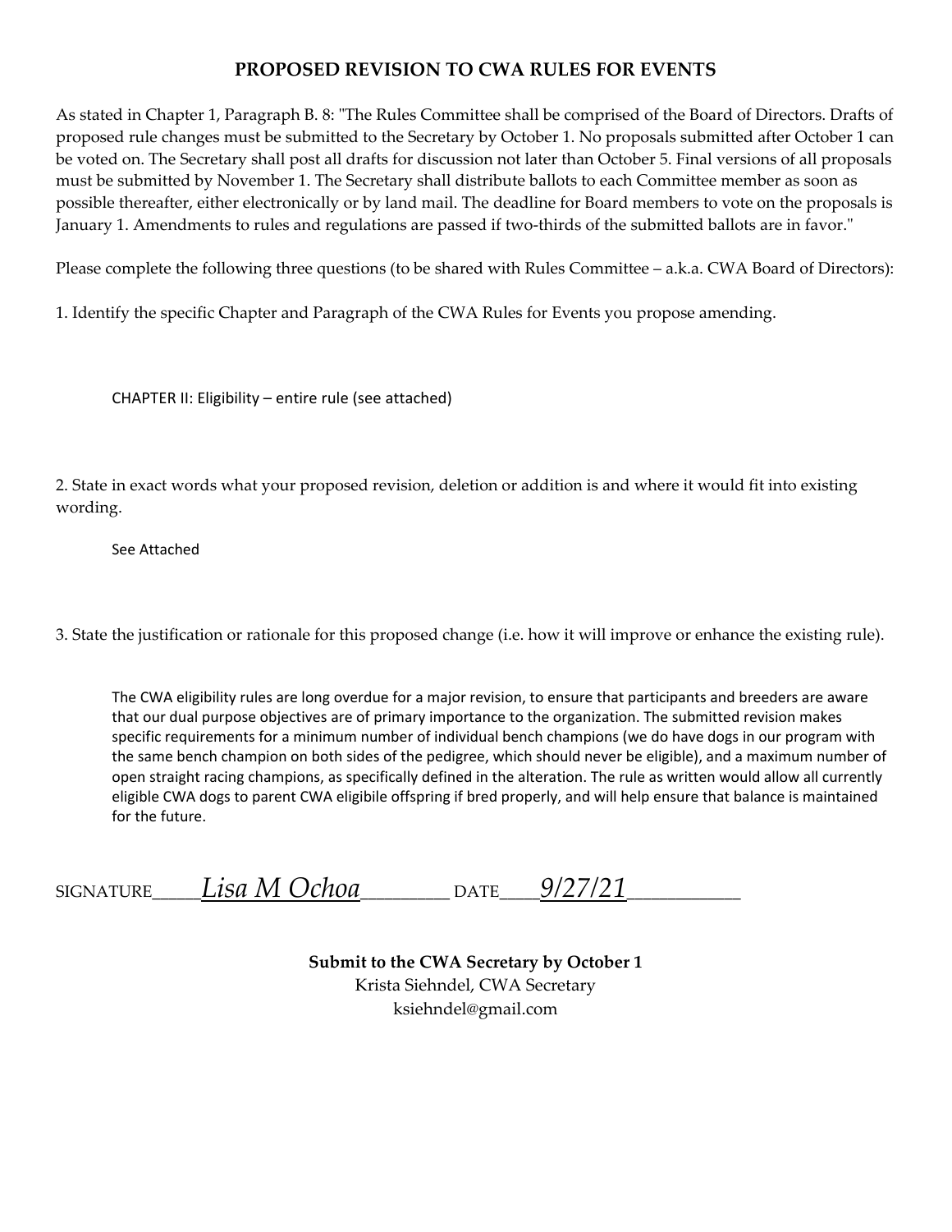# PROPOSED REVISION TO CWA RULES FOR EVENTS

As stated in Chapter 1, Paragraph B. 8: "The Rules Committee shall be comprised of the Board of Directors. Drafts of proposed rule changes must be submitted to the Secretary by October 1. No proposals submitted after October 1 can be voted on. The Secretary shall post all drafts for discussion not later than October 5. Final versions of all proposals must be submitted by November 1. The Secretary shall distribute ballots to each Committee member as soon as possible thereafter, either electronically or by land mail. The deadline for Board members to vote on the proposals is January 1. Amendments to rules and regulations are passed if two-thirds of the submitted ballots are in favor."

Please complete the following three questions (to be shared with Rules Committee – a.k.a. CWA Board of Directors):

1. Identify the specific Chapter and Paragraph of the CWA Rules for Events you propose amending.

CHAPTER II: Eligibility – entire rule (see attached)

2. State in exact words what your proposed revision, deletion or addition is and where it would fit into existing wording.

See Attached

3. State the justification or rationale for this proposed change (i.e. how it will improve or enhance the existing rule).

The CWA eligibility rules are long overdue for a major revision, to ensure that participants and breeders are aware that our dual purpose objectives are of primary importance to the organization. The submitted revision makes specific requirements for a minimum number of individual bench champions (we do have dogs in our program with the same bench champion on both sides of the pedigree, which should never be eligible), and a maximum number of open straight racing champions, as specifically defined in the alteration. The rule as written would allow all currently eligible CWA dogs to parent CWA eligibile offspring if bred properly, and will help ensure that balance is maintained for the future.

SIGNATURE *Lisa M Ochoa* DATE *9/27/21*

**Submit to the CWA Secretary by October 1**

Krista Siehndel, CWA Secretary

ksiehndel@gmail.com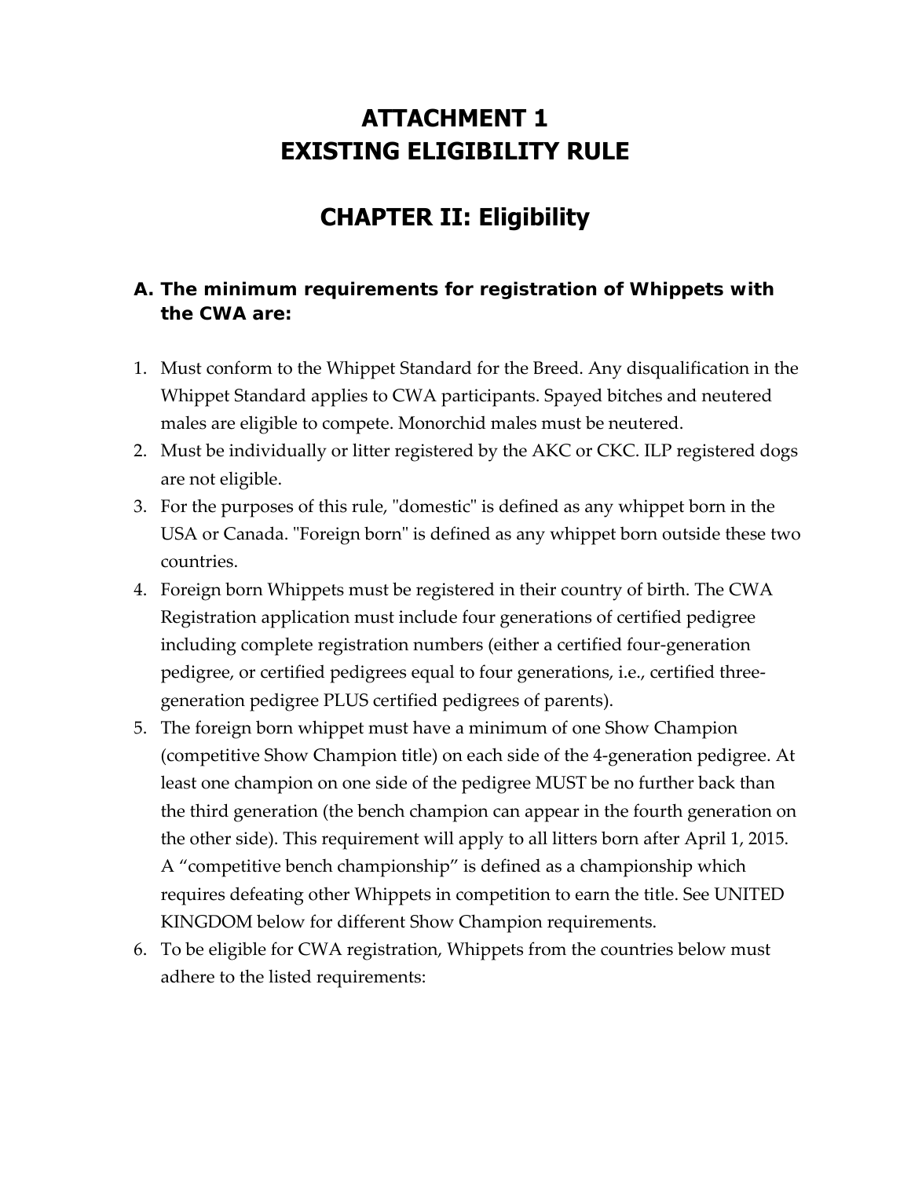# ATTACHMENT 1
# EXISTING ELIGIBILITY RULE

# CHAPTER II: Eligibility

## A. The minimum requirements for registration of Whippets with the CWA are:

1. Must conform to the Whippet Standard for the Breed. Any disqualification in the Whippet Standard applies to CWA participants. Spayed bitches and neutered males are eligible to compete. Monorchid males must be neutered.
2. Must be individually or litter registered by the AKC or CKC. ILP registered dogs are not eligible.
3. For the purposes of this rule, "domestic" is defined as any whippet born in the USA or Canada. "Foreign born" is defined as any whippet born outside these two countries.
4. Foreign born Whippets must be registered in their country of birth. The CWA Registration application must include four generations of certified pedigree including complete registration numbers (either a certified four-generation pedigree, or certified pedigrees equal to four generations, i.e., certified three-generation pedigree PLUS certified pedigrees of parents).
5. The foreign born whippet must have a minimum of one Show Champion (competitive Show Champion title) on each side of the 4-generation pedigree. At least one champion on one side of the pedigree MUST be no further back than the third generation (the bench champion can appear in the fourth generation on the other side). This requirement will apply to all litters born after April 1, 2015. A “competitive bench championship” is defined as a championship which requires defeating other Whippets in competition to earn the title. See UNITED KINGDOM below for different Show Champion requirements.
6. To be eligible for CWA registration, Whippets from the countries below must adhere to the listed requirements: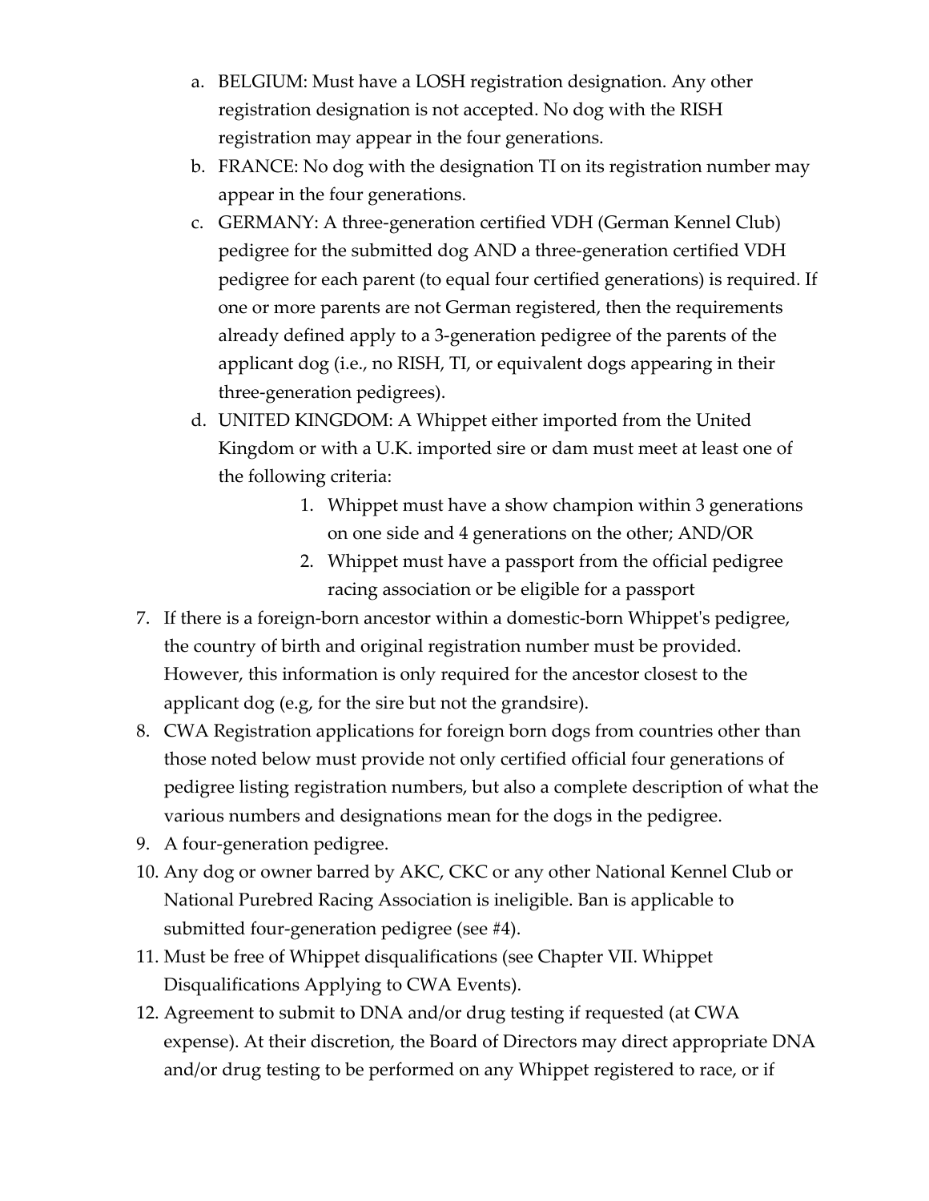a. BELGIUM: Must have a LOSH registration designation. Any other registration designation is not accepted. No dog with the RISH registration may appear in the four generations.
   b. FRANCE: No dog with the designation TI on its registration number may appear in the four generations.
   c. GERMANY: A three-generation certified VDH (German Kennel Club) pedigree for the submitted dog AND a three-generation certified VDH pedigree for each parent (to equal four certified generations) is required. If one or more parents are not German registered, then the requirements already defined apply to a 3-generation pedigree of the parents of the applicant dog (i.e., no RISH, TI, or equivalent dogs appearing in their three-generation pedigrees).
   d. UNITED KINGDOM: A Whippet either imported from the United Kingdom or with a U.K. imported sire or dam must meet at least one of the following criteria:
      1. Whippet must have a show champion within 3 generations on one side and 4 generations on the other; AND/OR
      2. Whippet must have a passport from the official pedigree racing association or be eligible for a passport
7. If there is a foreign-born ancestor within a domestic-born Whippet's pedigree, the country of birth and original registration number must be provided. However, this information is only required for the ancestor closest to the applicant dog (e.g, for the sire but not the grandsire).
8. CWA Registration applications for foreign born dogs from countries other than those noted below must provide not only certified official four generations of pedigree listing registration numbers, but also a complete description of what the various numbers and designations mean for the dogs in the pedigree.
9. A four-generation pedigree.
10. Any dog or owner barred by AKC, CKC or any other National Kennel Club or National Purebred Racing Association is ineligible. Ban is applicable to submitted four-generation pedigree (see #4).
11. Must be free of Whippet disqualifications (see Chapter VII. Whippet Disqualifications Applying to CWA Events).
12. Agreement to submit to DNA and/or drug testing if requested (at CWA expense). At their discretion, the Board of Directors may direct appropriate DNA and/or drug testing to be performed on any Whippet registered to race, or if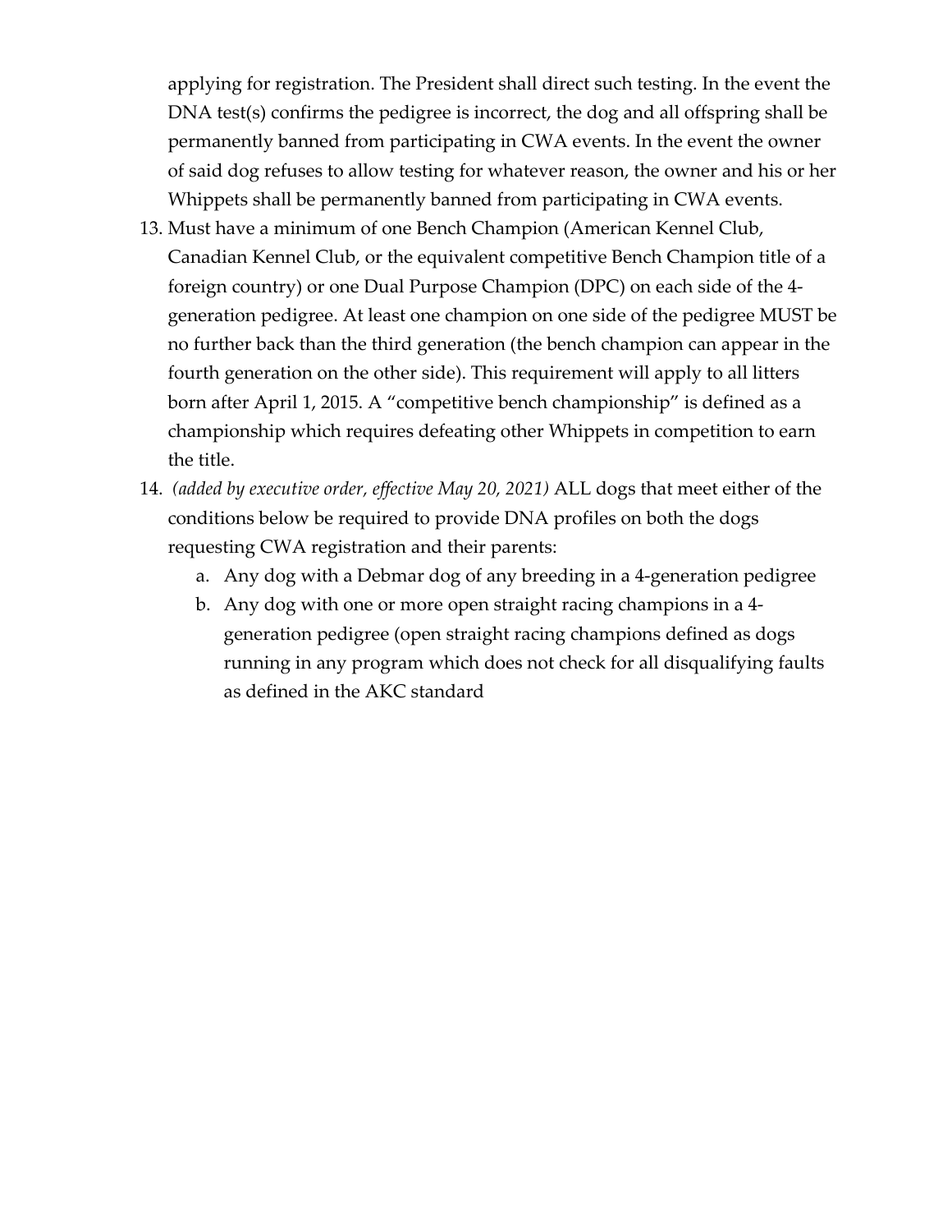applying for registration. The President shall direct such testing. In the event the DNA test(s) confirms the pedigree is incorrect, the dog and all offspring shall be permanently banned from participating in CWA events. In the event the owner of said dog refuses to allow testing for whatever reason, the owner and his or her Whippets shall be permanently banned from participating in CWA events.

13. Must have a minimum of one Bench Champion (American Kennel Club, Canadian Kennel Club, or the equivalent competitive Bench Champion title of a foreign country) or one Dual Purpose Champion (DPC) on each side of the 4-generation pedigree. At least one champion on one side of the pedigree MUST be no further back than the third generation (the bench champion can appear in the fourth generation on the other side). This requirement will apply to all litters born after April 1, 2015. A "competitive bench championship" is defined as a championship which requires defeating other Whippets in competition to earn the title.
14. *(added by executive order, effective May 20, 2021)* ALL dogs that meet either of the conditions below be required to provide DNA profiles on both the dogs requesting CWA registration and their parents:
    a. Any dog with a Debmar dog of any breeding in a 4-generation pedigree
    b. Any dog with one or more open straight racing champions in a 4-generation pedigree (open straight racing champions defined as dogs running in any program which does not check for all disqualifying faults as defined in the AKC standard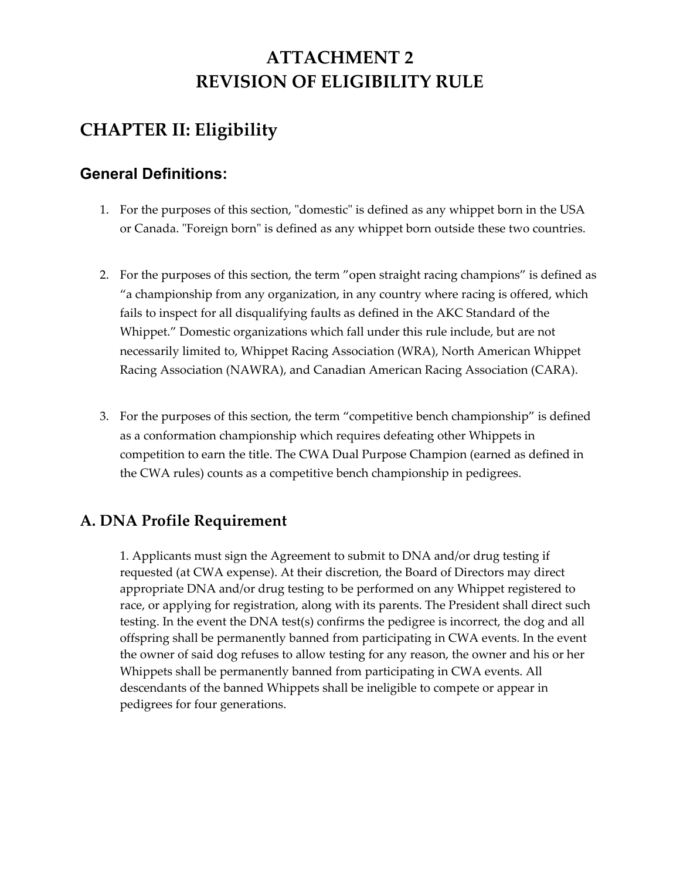# ATTACHMENT 2
# REVISION OF ELIGIBILITY RULE

## CHAPTER II: Eligibility

### General Definitions:

1. For the purposes of this section, "domestic" is defined as any whippet born in the USA or Canada. "Foreign born" is defined as any whippet born outside these two countries.

2. For the purposes of this section, the term "open straight racing champions" is defined as "a championship from any organization, in any country where racing is offered, which fails to inspect for all disqualifying faults as defined in the AKC Standard of the Whippet." Domestic organizations which fall under this rule include, but are not necessarily limited to, Whippet Racing Association (WRA), North American Whippet Racing Association (NAWRA), and Canadian American Racing Association (CARA).

3. For the purposes of this section, the term "competitive bench championship" is defined as a conformation championship which requires defeating other Whippets in competition to earn the title. The CWA Dual Purpose Champion (earned as defined in the CWA rules) counts as a competitive bench championship in pedigrees.

## A. DNA Profile Requirement

1. Applicants must sign the Agreement to submit to DNA and/or drug testing if requested (at CWA expense). At their discretion, the Board of Directors may direct appropriate DNA and/or drug testing to be performed on any Whippet registered to race, or applying for registration, along with its parents. The President shall direct such testing. In the event the DNA test(s) confirms the pedigree is incorrect, the dog and all offspring shall be permanently banned from participating in CWA events. In the event the owner of said dog refuses to allow testing for any reason, the owner and his or her Whippets shall be permanently banned from participating in CWA events. All descendants of the banned Whippets shall be ineligible to compete or appear in pedigrees for four generations.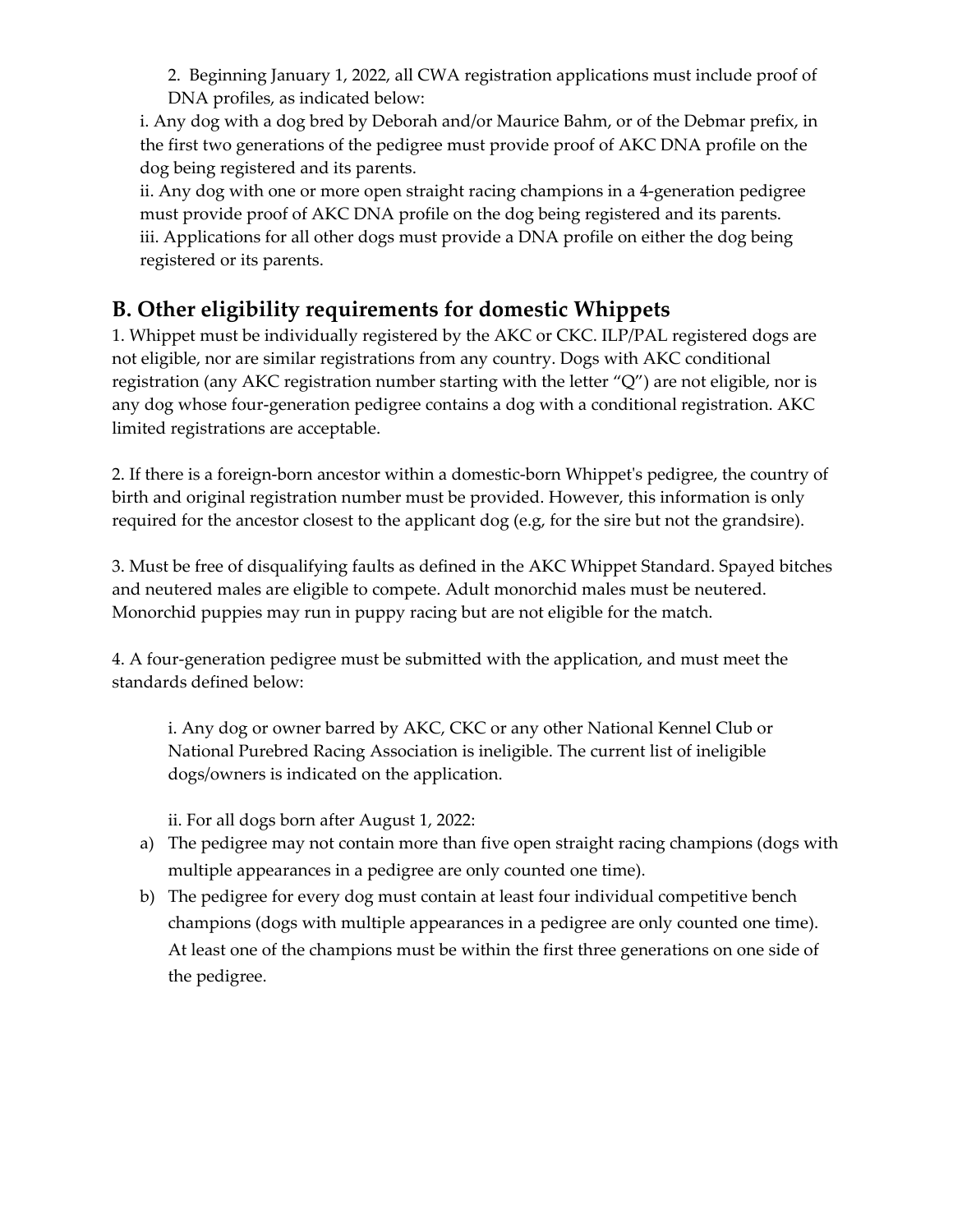2. Beginning January 1, 2022, all CWA registration applications must include proof of DNA profiles, as indicated below:

i. Any dog with a dog bred by Deborah and/or Maurice Bahm, or of the Debmar prefix, in the first two generations of the pedigree must provide proof of AKC DNA profile on the dog being registered and its parents.

ii. Any dog with one or more open straight racing champions in a 4-generation pedigree must provide proof of AKC DNA profile on the dog being registered and its parents.

iii. Applications for all other dogs must provide a DNA profile on either the dog being registered or its parents.

## B. Other eligibility requirements for domestic Whippets

1. Whippet must be individually registered by the AKC or CKC. ILP/PAL registered dogs are not eligible, nor are similar registrations from any country. Dogs with AKC conditional registration (any AKC registration number starting with the letter "Q") are not eligible, nor is any dog whose four-generation pedigree contains a dog with a conditional registration. AKC limited registrations are acceptable.

2. If there is a foreign-born ancestor within a domestic-born Whippet's pedigree, the country of birth and original registration number must be provided. However, this information is only required for the ancestor closest to the applicant dog (e.g, for the sire but not the grandsire).

3. Must be free of disqualifying faults as defined in the AKC Whippet Standard. Spayed bitches and neutered males are eligible to compete. Adult monorchid males must be neutered. Monorchid puppies may run in puppy racing but are not eligible for the match.

4. A four-generation pedigree must be submitted with the application, and must meet the standards defined below:

i. Any dog or owner barred by AKC, CKC or any other National Kennel Club or National Purebred Racing Association is ineligible. The current list of ineligible dogs/owners is indicated on the application.

ii. For all dogs born after August 1, 2022:

a) The pedigree may not contain more than five open straight racing champions (dogs with multiple appearances in a pedigree are only counted one time).
b) The pedigree for every dog must contain at least four individual competitive bench champions (dogs with multiple appearances in a pedigree are only counted one time). At least one of the champions must be within the first three generations on one side of the pedigree.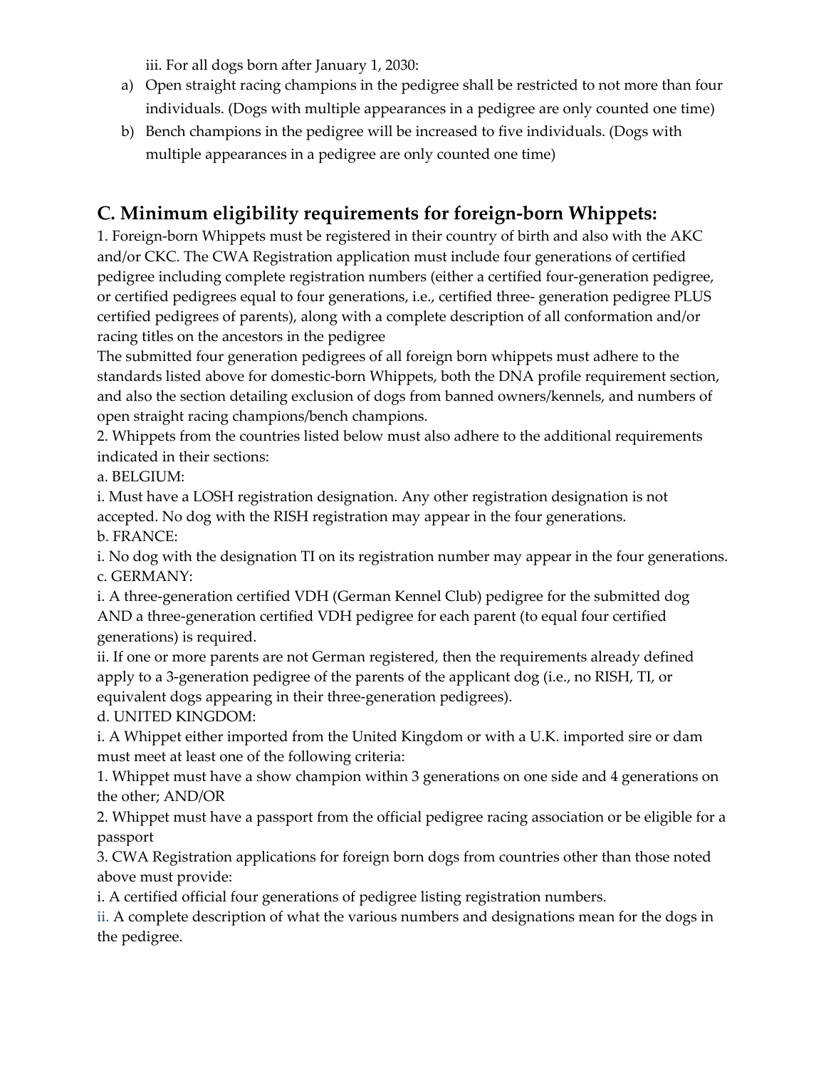iii. For all dogs born after January 1, 2030:

a) Open straight racing champions in the pedigree shall be restricted to not more than four individuals. (Dogs with multiple appearances in a pedigree are only counted one time)

b) Bench champions in the pedigree will be increased to five individuals. (Dogs with multiple appearances in a pedigree are only counted one time)

## C. Minimum eligibility requirements for foreign-born Whippets:

1. Foreign-born Whippets must be registered in their country of birth and also with the AKC and/or CKC. The CWA Registration application must include four generations of certified pedigree including complete registration numbers (either a certified four-generation pedigree, or certified pedigrees equal to four generations, i.e., certified three- generation pedigree PLUS certified pedigrees of parents), along with a complete description of all conformation and/or racing titles on the ancestors in the pedigree

The submitted four generation pedigrees of all foreign born whippets must adhere to the standards listed above for domestic-born Whippets, both the DNA profile requirement section, and also the section detailing exclusion of dogs from banned owners/kennels, and numbers of open straight racing champions/bench champions.

2. Whippets from the countries listed below must also adhere to the additional requirements indicated in their sections:

a. BELGIUM:

i. Must have a LOSH registration designation. Any other registration designation is not accepted. No dog with the RISH registration may appear in the four generations.

b. FRANCE:

i. No dog with the designation TI on its registration number may appear in the four generations.

c. GERMANY:

i. A three-generation certified VDH (German Kennel Club) pedigree for the submitted dog AND a three-generation certified VDH pedigree for each parent (to equal four certified generations) is required.

ii. If one or more parents are not German registered, then the requirements already defined apply to a 3-generation pedigree of the parents of the applicant dog (i.e., no RISH, TI, or equivalent dogs appearing in their three-generation pedigrees).

d. UNITED KINGDOM:

i. A Whippet either imported from the United Kingdom or with a U.K. imported sire or dam must meet at least one of the following criteria:

1. Whippet must have a show champion within 3 generations on one side and 4 generations on the other; AND/OR

2. Whippet must have a passport from the official pedigree racing association or be eligible for a passport

3. CWA Registration applications for foreign born dogs from countries other than those noted above must provide:

i. A certified official four generations of pedigree listing registration numbers.

ii. A complete description of what the various numbers and designations mean for the dogs in the pedigree.